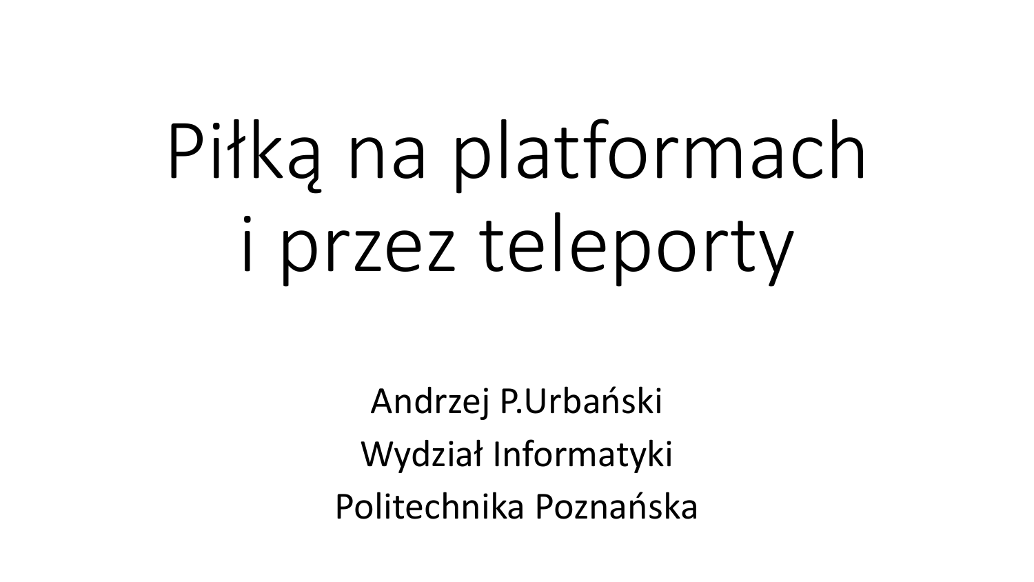# Piłką na platformach i przez teleporty

Andrzej P.Urbański

Wydział Informatyki

Politechnika Poznańska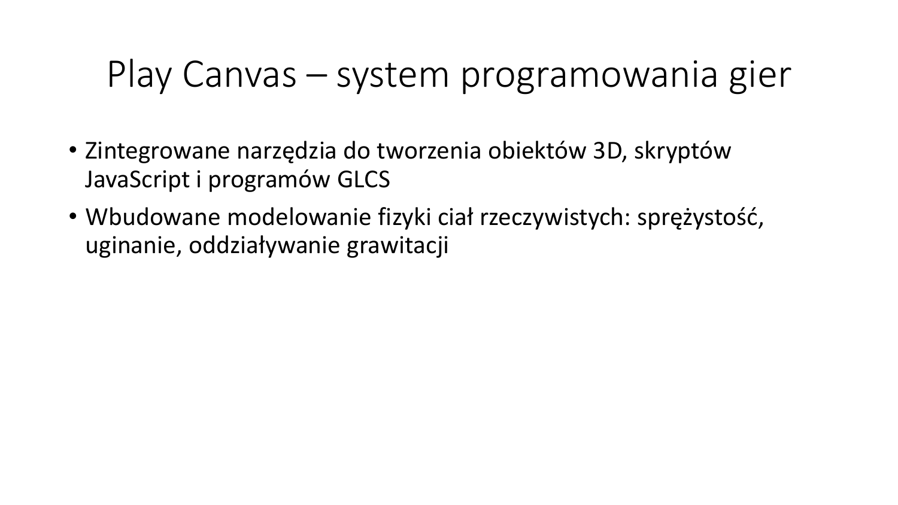# Play Canvas – system programowania gier

- Zintegrowane narzędzia do tworzenia obiektów 3D, skryptów JavaScript i programów GLCS
- Wbudowane modelowanie fizyki ciał rzeczywistych: sprężystość, uginanie, oddziaływanie grawitacji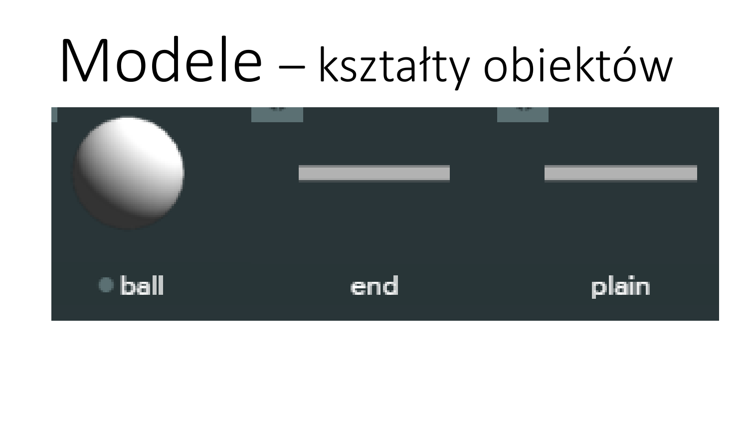# Modele – kształty obiektów

ball

end

plain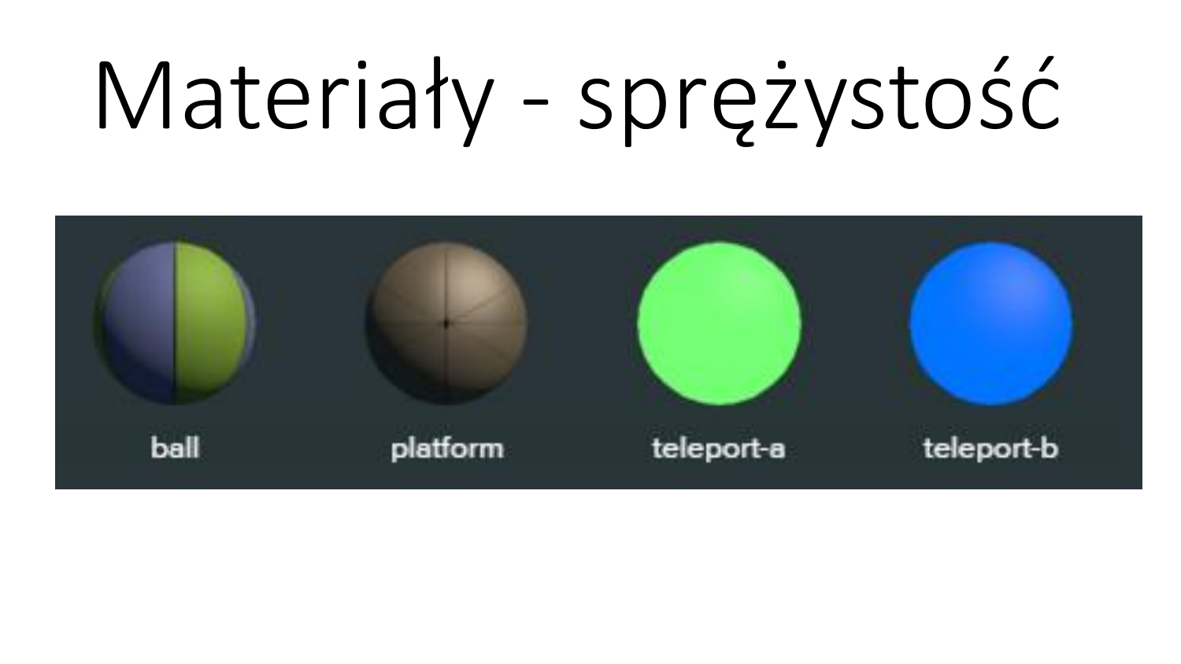# Materiały - sprężystość

ball

platform

teleport-a

teleport-b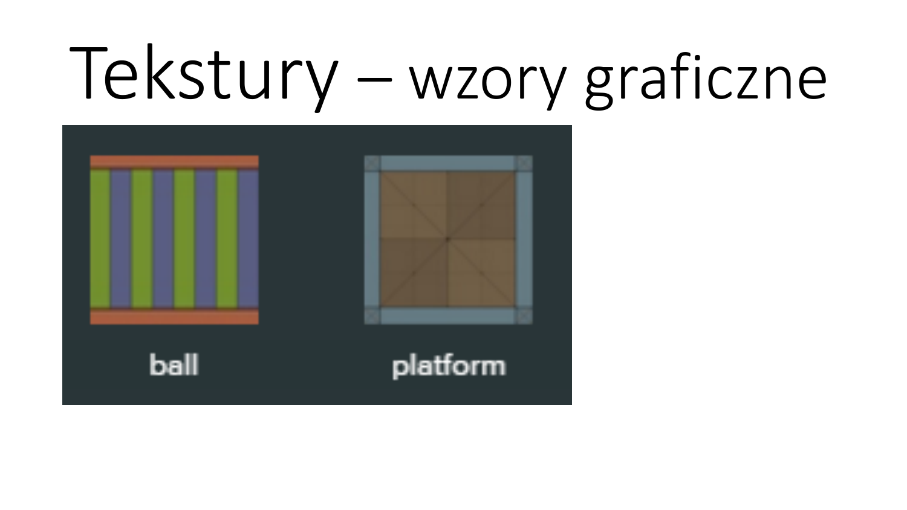# Tekstury – wzory graficzne

ball

platform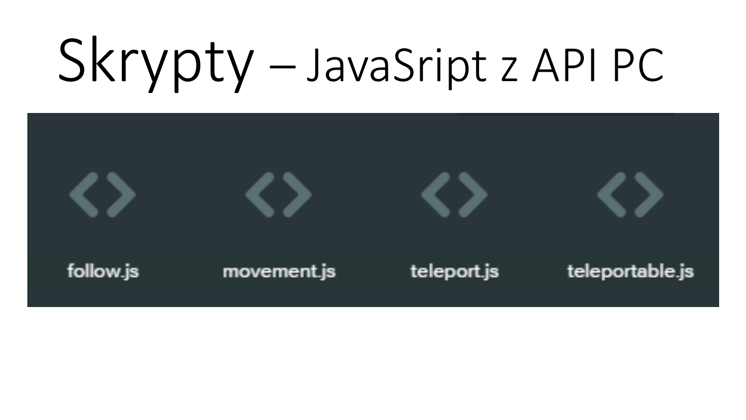# Skrypty – JavaSript z API PC

follow.js movement.js teleport.js teleportable.js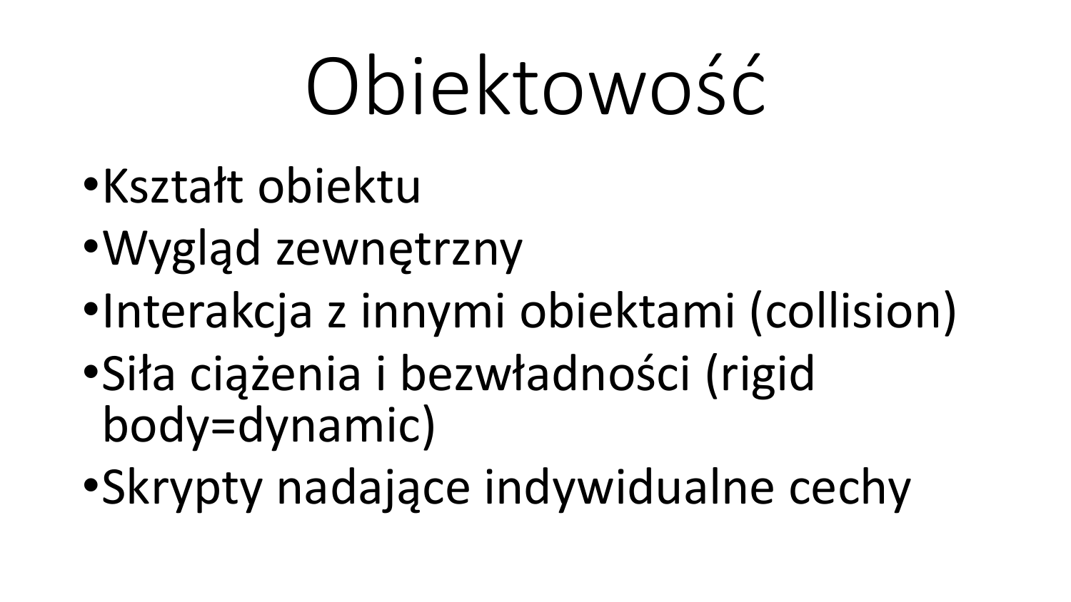# Obiektowość

- Kształt obiektu
- Wygląd zewnętrzny
- Interakcja z innymi obiektami (collision)
- Siła ciążenia i bezwładności (rigid body=dynamic)
- Skrypty nadające indywidualne cechy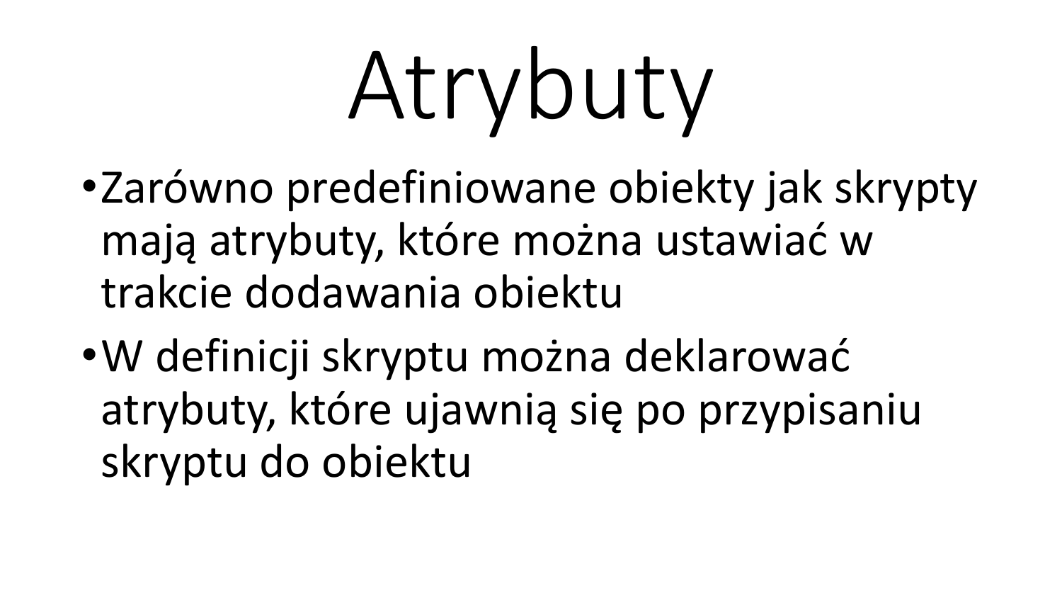# Atrybuty

- Zarówno predefiniowane obiekty jak skrypty mają atrybuty, które można ustawiać w trakcie dodawania obiektu
- W definicji skryptu można deklarować atrybuty, które ujawnią się po przypisaniu skryptu do obiektu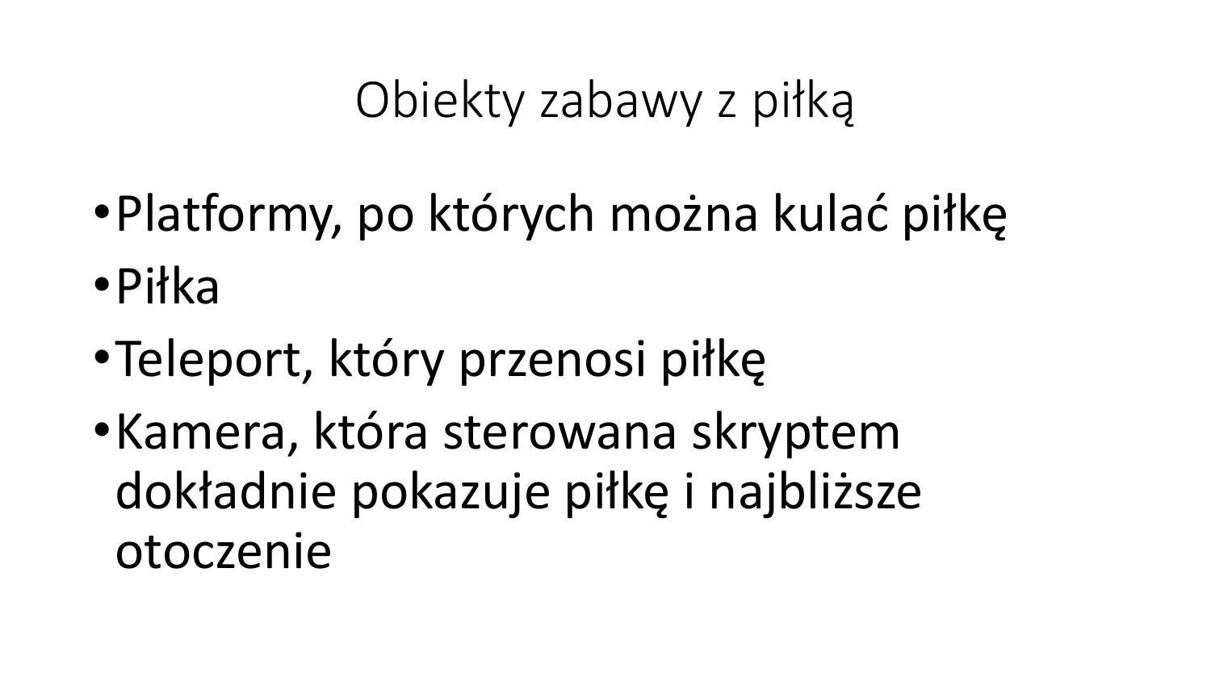# Obiekty zabawy z piłką

- Platformy, po których można kulać piłkę
- Piłka
- Teleport, który przenosi piłkę
- Kamera, która sterowana skryptem dokładnie pokazuje piłkę i najbliższe otoczenie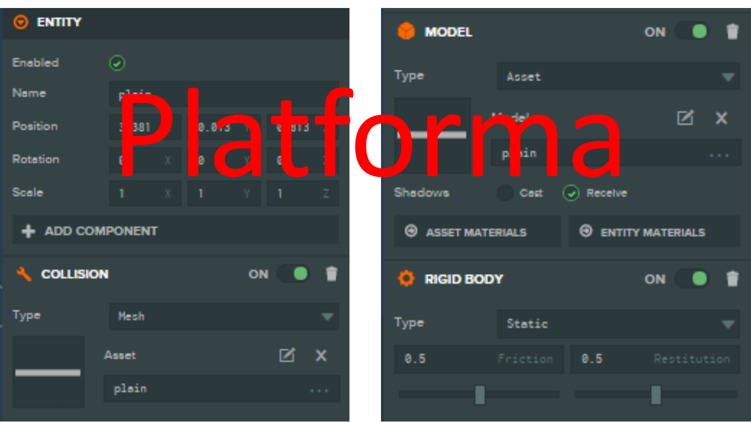# Platforma

**ENTITY**

Enabled ✓

Name: plain

Position: 381 | 0.073 | 813

Rotation: X | Y | Z

Scale: 1 X | 1 Y | 1 Z

+ ADD COMPONENT

**COLLISION** ON

Type: Mesh

Asset: plain

**MODEL** ON

Type: Asset

Model: plain

Shadows: Cast | ✓ Receive

ASSET MATERIALS | ENTITY MATERIALS

**RIGID BODY** ON

Type: Static

0.5 Friction | 0.5 Restitution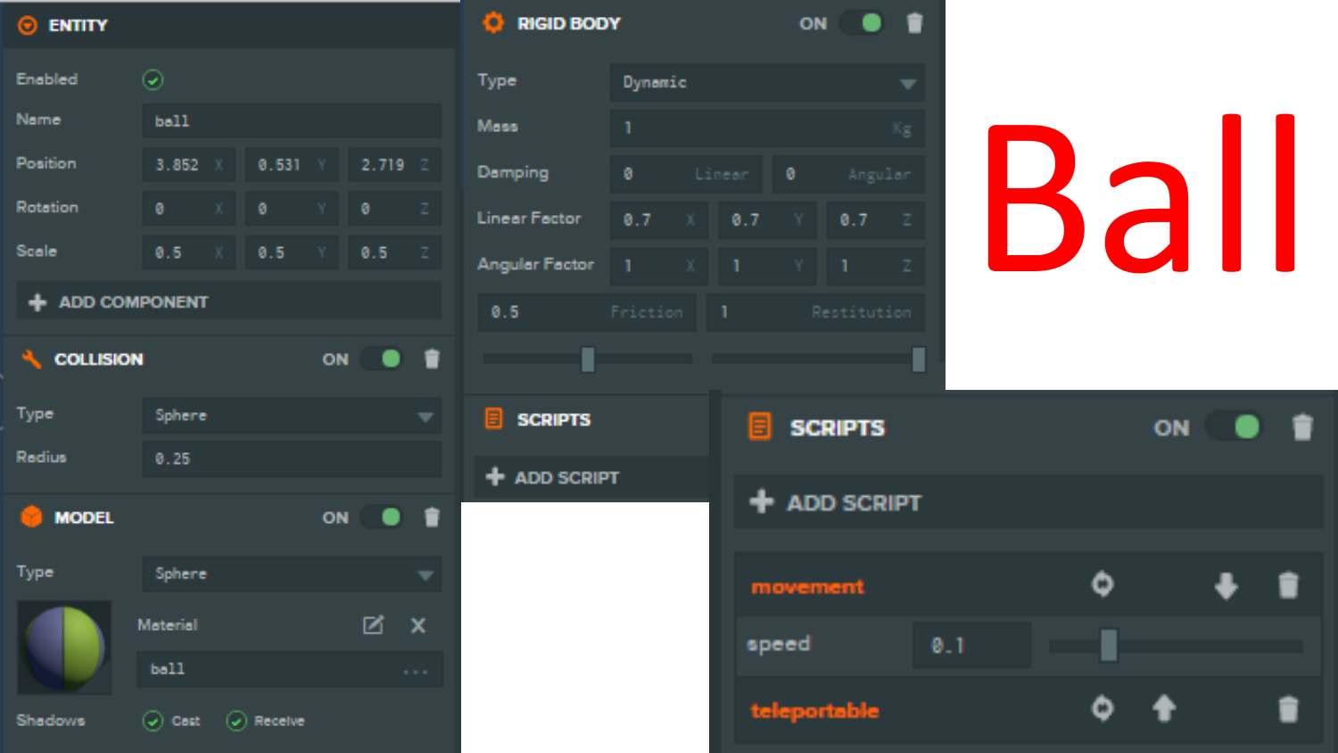# Ball

## ENTITY

| Property | Value | | |
|---|---|---|---|
| Enabled | ✓ | | |
| Name | ball | | |
| Position | 3.852 X | 0.531 Y | 2.719 Z |
| Rotation | 0 X | 0 Y | 0 Z |
| Scale | 0.5 X | 0.5 Y | 0.5 Z |

ADD COMPONENT

## COLLISION (ON)

| Property | Value |
|---|---|
| Type | Sphere |
| Radius | 0.25 |

## MODEL (ON)

| Property | Value |
|---|---|
| Type | Sphere |
| Material | ball |
| Shadows | Cast ✓, Receive ✓ |

## RIGID BODY (ON)

| Property | Value | | |
|---|---|---|---|
| Type | Dynamic | | |
| Mass | 1 Kg | | |
| Damping | 0 Linear | 0 Angular | |
| Linear Factor | 0.7 X | 0.7 Y | 0.7 Z |
| Angular Factor | 1 X | 1 Y | 1 Z |
| | 0.5 Friction | 1 Restitution | |

## SCRIPTS

ADD SCRIPT

## SCRIPTS (ON)

ADD SCRIPT

**movement**

speed: 0.1

**teleportable**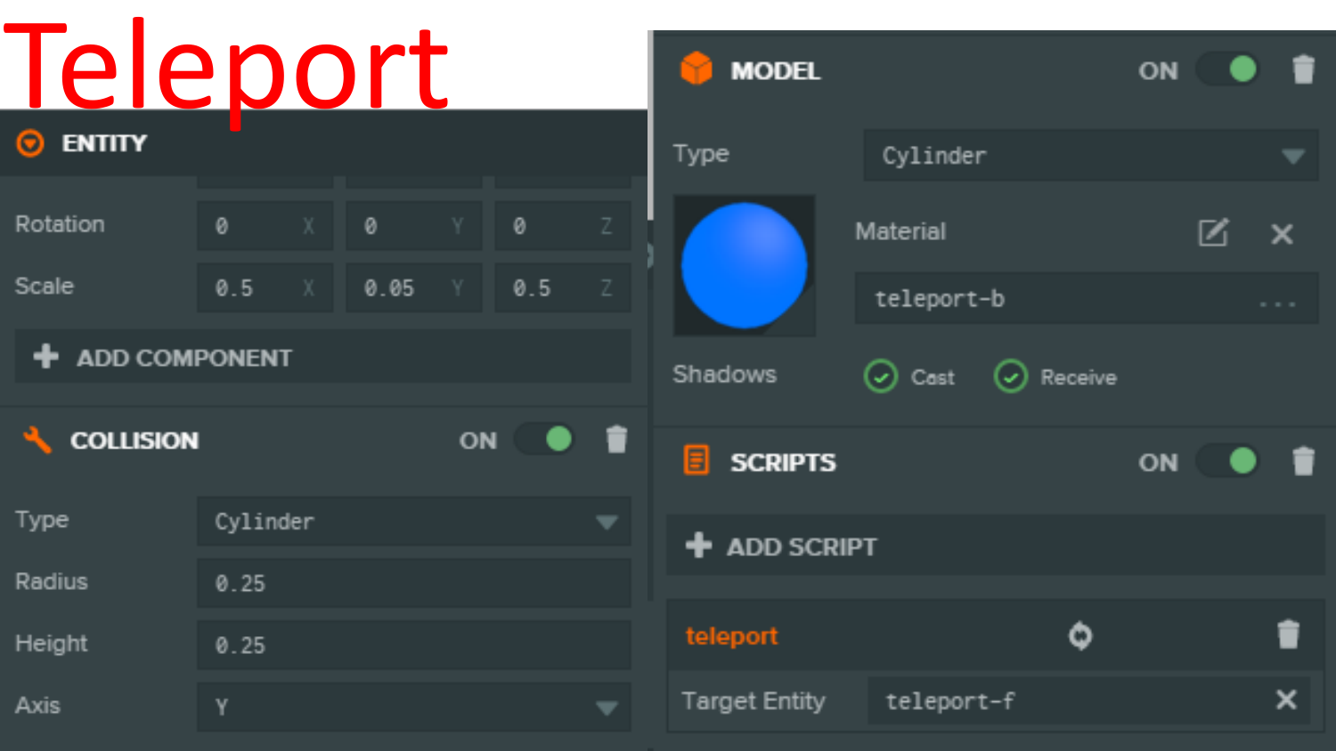# Teleport

## ENTITY

| | X | Y | Z |
|---|---|---|---|
| Rotation | 0 | 0 | 0 |
| Scale | 0.5 | 0.05 | 0.5 |

+ ADD COMPONENT

## COLLISION — ON

| | |
|---|---|
| Type | Cylinder |
| Radius | 0.25 |
| Height | 0.25 |
| Axis | Y |

## MODEL — ON

| | |
|---|---|
| Type | Cylinder |
| Material | teleport-b |
| Shadows | Cast, Receive |

## SCRIPTS — ON

+ ADD SCRIPT

**teleport**

| | |
|---|---|
| Target Entity | teleport-f |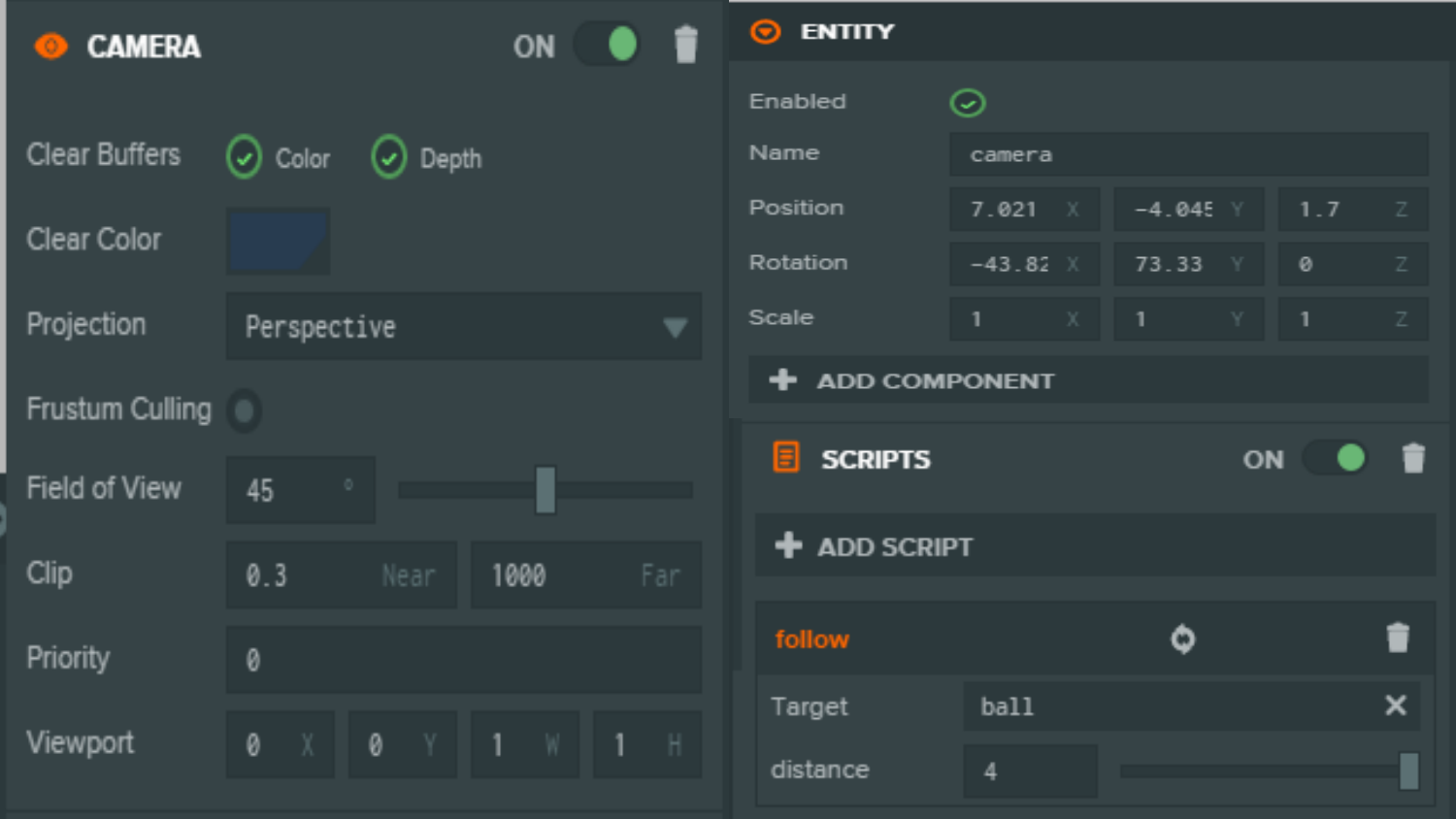## CAMERA

ON

| | | |
|---|---|---|
| Clear Buffers | Color ✓ | Depth ✓ |
| Clear Color | | |
| Projection | Perspective | |
| Frustum Culling | | |
| Field of View | 45 ° | |
| Clip | 0.3 Near | 1000 Far |
| Priority | 0 | |
| Viewport | 0 X, 0 Y, 1 W, 1 H | |

## ENTITY

| | | | |
|---|---|---|---|
| Enabled | ✓ | | |
| Name | camera | | |
| Position | 7.021 X | -4.045 Y | 1.7 Z |
| Rotation | -43.82 X | 73.33 Y | 0 Z |
| Scale | 1 X | 1 Y | 1 Z |

ADD COMPONENT

## SCRIPTS

ON

ADD SCRIPT

**follow**

| | |
|---|---|
| Target | ball |
| distance | 4 |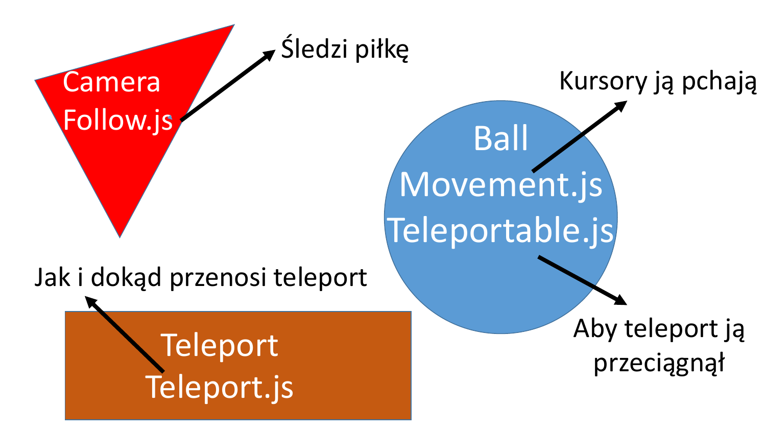Camera
Follow.js

Śledzi piłkę

Kursory ją pchają

Ball
Movement.js
Teleportable.js

Jak i dokąd przenosi teleport

Teleport
Teleport.js

Aby teleport ją przeciągnął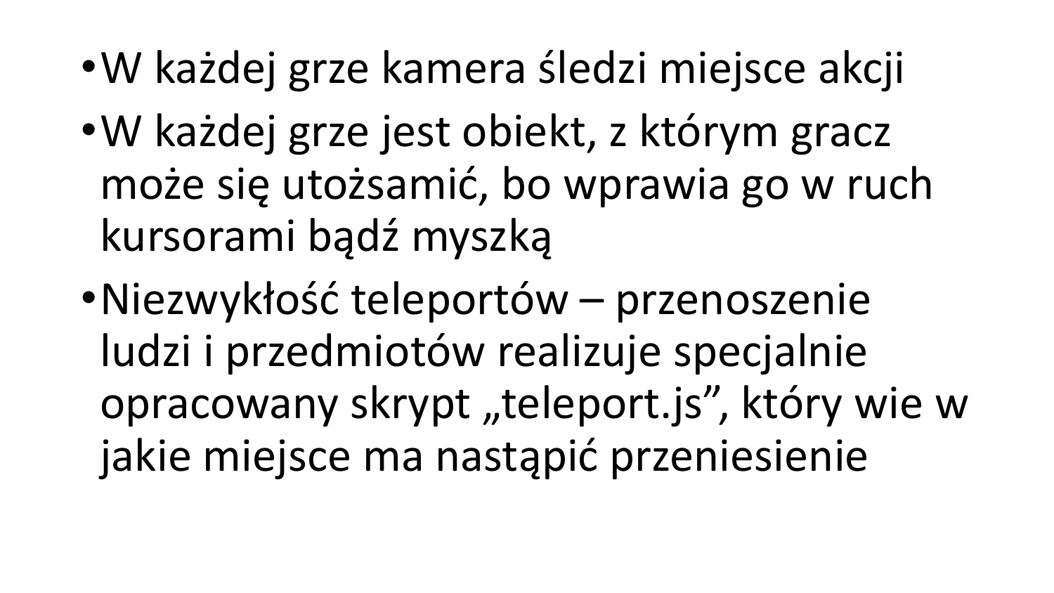- W każdej grze kamera śledzi miejsce akcji
- W każdej grze jest obiekt, z którym gracz może się utożsamić, bo wprawia go w ruch kursorami bądź myszką
- Niezwykłość teleportów – przenoszenie ludzi i przedmiotów realizuje specjalnie opracowany skrypt „teleport.js”, który wie w jakie miejsce ma nastąpić przeniesienie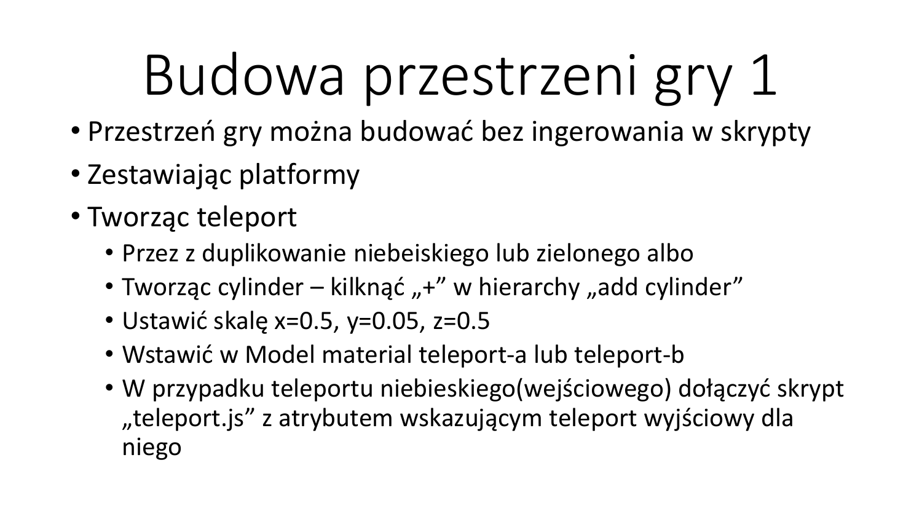# Budowa przestrzeni gry 1

- Przestrzeń gry można budować bez ingerowania w skrypty
- Zestawiając platformy
- Tworząc teleport
  - Przez z duplikowanie niebeiskiego lub zielonego albo
  - Tworząc cylinder – kilknąć „+” w hierarchy „add cylinder”
  - Ustawić skalę x=0.5, y=0.05, z=0.5
  - Wstawić w Model material teleport-a lub teleport-b
  - W przypadku teleportu niebieskiego(wejściowego) dołączyć skrypt „teleport.js” z atrybutem wskazującym teleport wyjściowy dla niego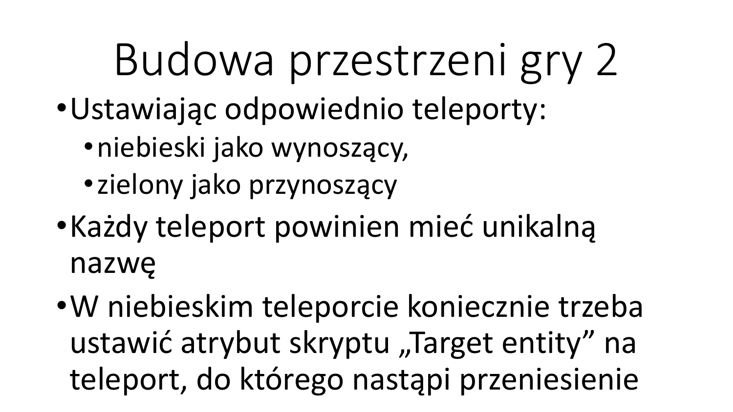# Budowa przestrzeni gry 2

- Ustawiając odpowiednio teleporty:
  - niebieski jako wynoszący,
  - zielony jako przynoszący
- Każdy teleport powinien mieć unikalną nazwę
- W niebieskim teleporcie koniecznie trzeba ustawić atrybut skryptu „Target entity” na teleport, do którego nastąpi przeniesienie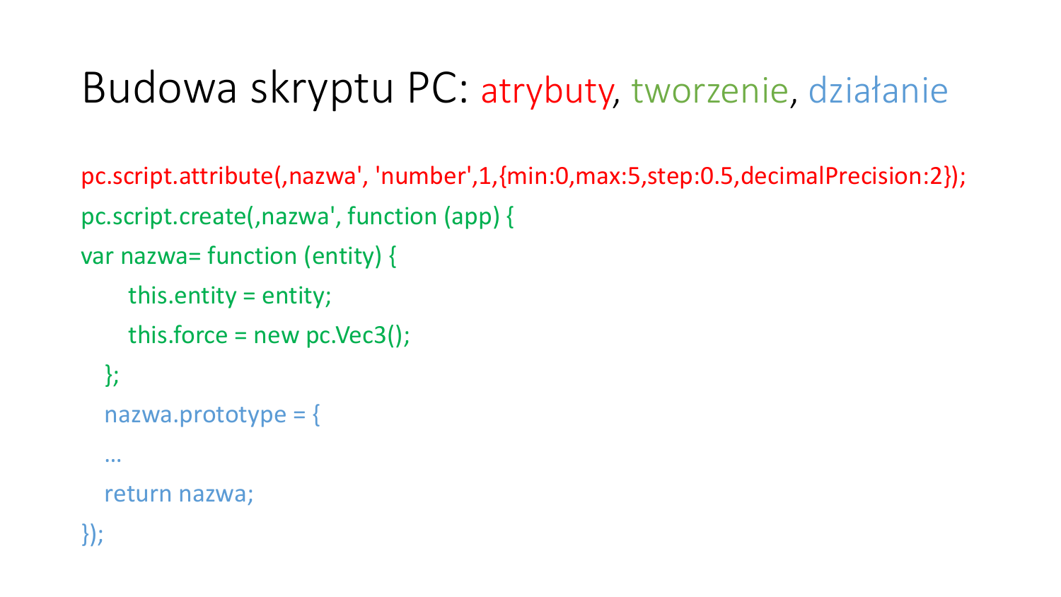# Budowa skryptu PC: atrybuty, tworzenie, działanie

```
pc.script.attribute(‚nazwa', 'number',1,{min:0,max:5,step:0.5,decimalPrecision:2});
pc.script.create(‚nazwa', function (app) {
var nazwa= function (entity) {
      this.entity = entity;
      this.force = new pc.Vec3();
   };
   nazwa.prototype = {
   …
   return nazwa;
});
```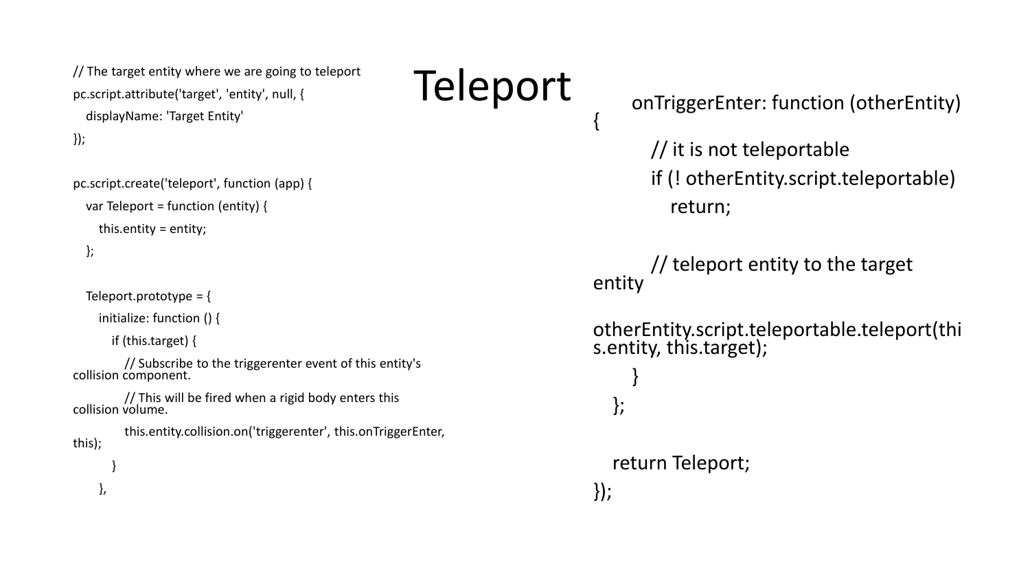# Teleport

```
// The target entity where we are going to teleport
pc.script.attribute('target', 'entity', null, {
   displayName: 'Target Entity'
});

pc.script.create('teleport', function (app) {
   var Teleport = function (entity) {
      this.entity = entity;
   };

   Teleport.prototype = {
      initialize: function () {
         if (this.target) {
            // Subscribe to the triggerenter event of this entity's collision component.
            // This will be fired when a rigid body enters this collision volume.
            this.entity.collision.on('triggerenter', this.onTriggerEnter, this);
         }
      },

      onTriggerEnter: function (otherEntity) {
         // it is not teleportable
         if (! otherEntity.script.teleportable)
            return;

         // teleport entity to the target entity
         otherEntity.script.teleportable.teleport(this.entity, this.target);
      }
   };

   return Teleport;
});
```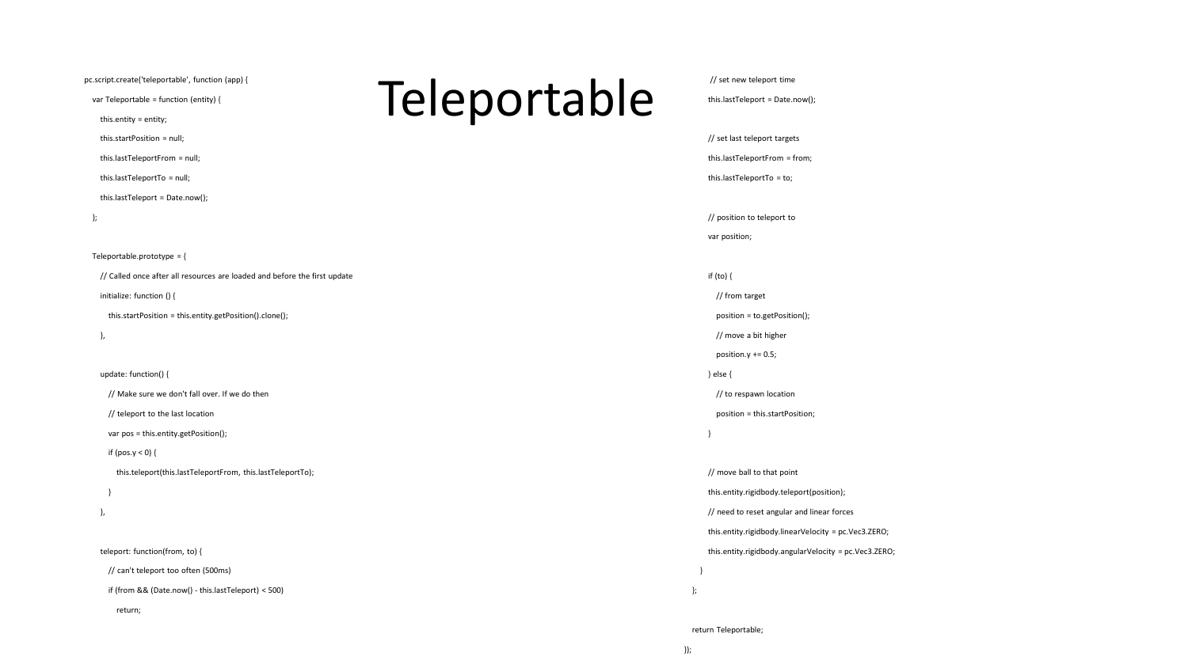# Teleportable

```
pc.script.create('teleportable', function (app) {
    var Teleportable = function (entity) {
        this.entity = entity;
        this.startPosition = null;
        this.lastTeleportFrom = null;
        this.lastTeleportTo = null;
        this.lastTeleport = Date.now();
    };

    Teleportable.prototype = {
        // Called once after all resources are loaded and before the first update
        initialize: function () {
            this.startPosition = this.entity.getPosition().clone();
        },

        update: function() {
            // Make sure we don't fall over. If we do then
            // teleport to the last location
            var pos = this.entity.getPosition();
            if (pos.y < 0) {
                this.teleport(this.lastTeleportFrom, this.lastTeleportTo);
            }
        },

        teleport: function(from, to) {
            // can't teleport too often (500ms)
            if (from && (Date.now() - this.lastTeleport) < 500)
                return;

            // set new teleport time
            this.lastTeleport = Date.now();

            // set last teleport targets
            this.lastTeleportFrom = from;
            this.lastTeleportTo = to;

            // position to teleport to
            var position;

            if (to) {
                // from target
                position = to.getPosition();
                // move a bit higher
                position.y += 0.5;
            } else {
                // to respawn location
                position = this.startPosition;
            }

            // move ball to that point
            this.entity.rigidbody.teleport(position);
            // need to reset angular and linear forces
            this.entity.rigidbody.linearVelocity = pc.Vec3.ZERO;
            this.entity.rigidbody.angularVelocity = pc.Vec3.ZERO;
        }
    };

    return Teleportable;
});
```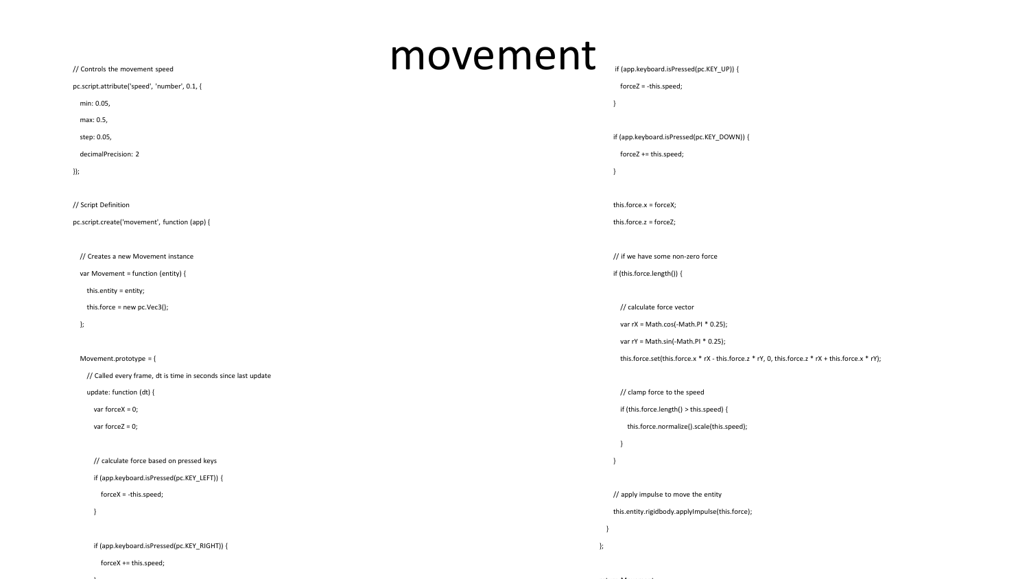# movement

```
// Controls the movement speed
pc.script.attribute('speed', 'number', 0.1, {
   min: 0.05,
   max: 0.5,
   step: 0.05,
   decimalPrecision: 2
});

// Script Definition
pc.script.create('movement', function (app) {

   // Creates a new Movement instance
   var Movement = function (entity) {
      this.entity = entity;
      this.force = new pc.Vec3();
   };

   Movement.prototype = {
      // Called every frame, dt is time in seconds since last update
      update: function (dt) {
         var forceX = 0;
         var forceZ = 0;

         // calculate force based on pressed keys
         if (app.keyboard.isPressed(pc.KEY_LEFT)) {
            forceX = -this.speed;
         }

         if (app.keyboard.isPressed(pc.KEY_RIGHT)) {
            forceX += this.speed;
         }
```

```
         if (app.keyboard.isPressed(pc.KEY_UP)) {
            forceZ = -this.speed;
         }

         if (app.keyboard.isPressed(pc.KEY_DOWN)) {
            forceZ += this.speed;
         }

         this.force.x = forceX;
         this.force.z = forceZ;

         // if we have some non-zero force
         if (this.force.length()) {

            // calculate force vector
            var rX = Math.cos(-Math.PI * 0.25);
            var rY = Math.sin(-Math.PI * 0.25);
            this.force.set(this.force.x * rX - this.force.z * rY, 0, this.force.z * rX + this.force.x * rY);

            // clamp force to the speed
            if (this.force.length() > this.speed) {
               this.force.normalize().scale(this.speed);
            }
         }

         // apply impulse to move the entity
         this.entity.rigidbody.applyImpulse(this.force);
      }
   };
```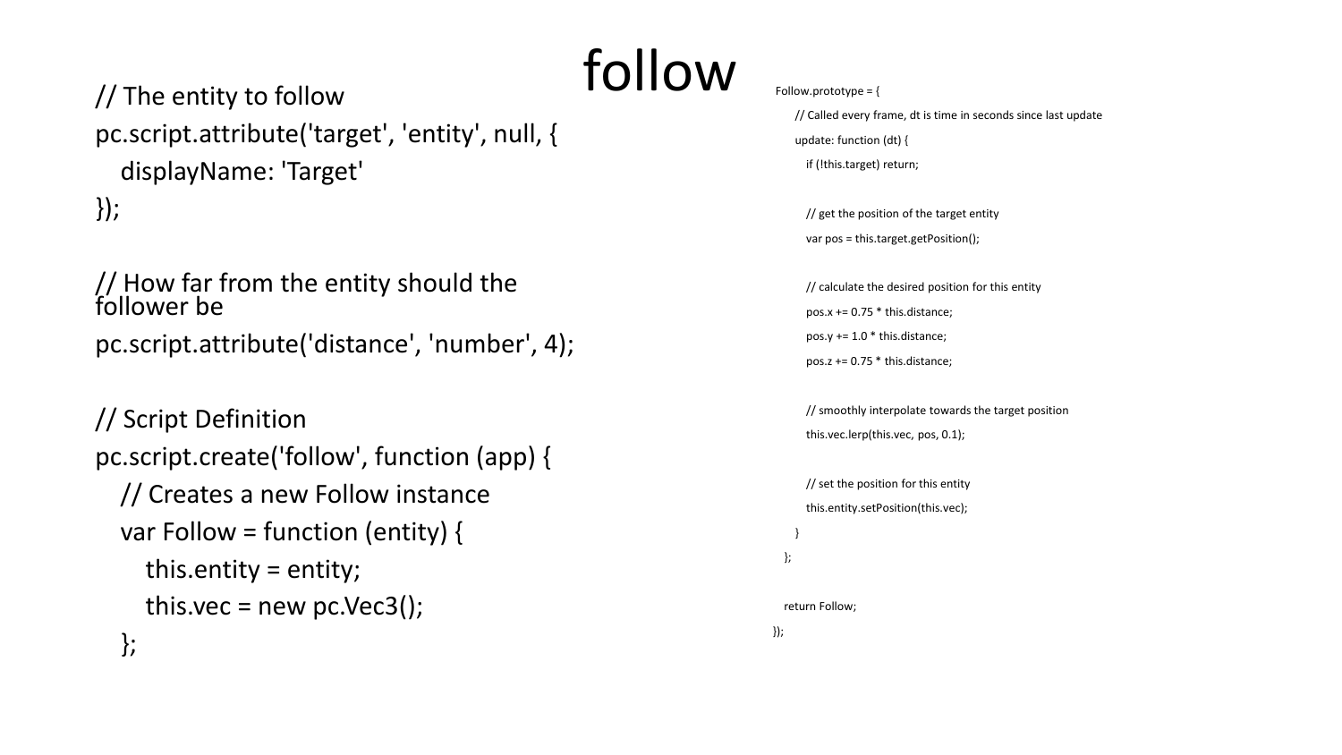# follow

```
// The entity to follow
pc.script.attribute('target', 'entity', null, {
   displayName: 'Target'
});

// How far from the entity should the follower be
pc.script.attribute('distance', 'number', 4);

// Script Definition
pc.script.create('follow', function (app) {
   // Creates a new Follow instance
   var Follow = function (entity) {
      this.entity = entity;
      this.vec = new pc.Vec3();
   };
```

```
Follow.prototype = {
      // Called every frame, dt is time in seconds since last update
      update: function (dt) {
         if (!this.target) return;

         // get the position of the target entity
         var pos = this.target.getPosition();

         // calculate the desired position for this entity
         pos.x += 0.75 * this.distance;
         pos.y += 1.0 * this.distance;
         pos.z += 0.75 * this.distance;

         // smoothly interpolate towards the target position
         this.vec.lerp(this.vec, pos, 0.1);

         // set the position for this entity
         this.entity.setPosition(this.vec);
      }
   };

   return Follow;
});
```